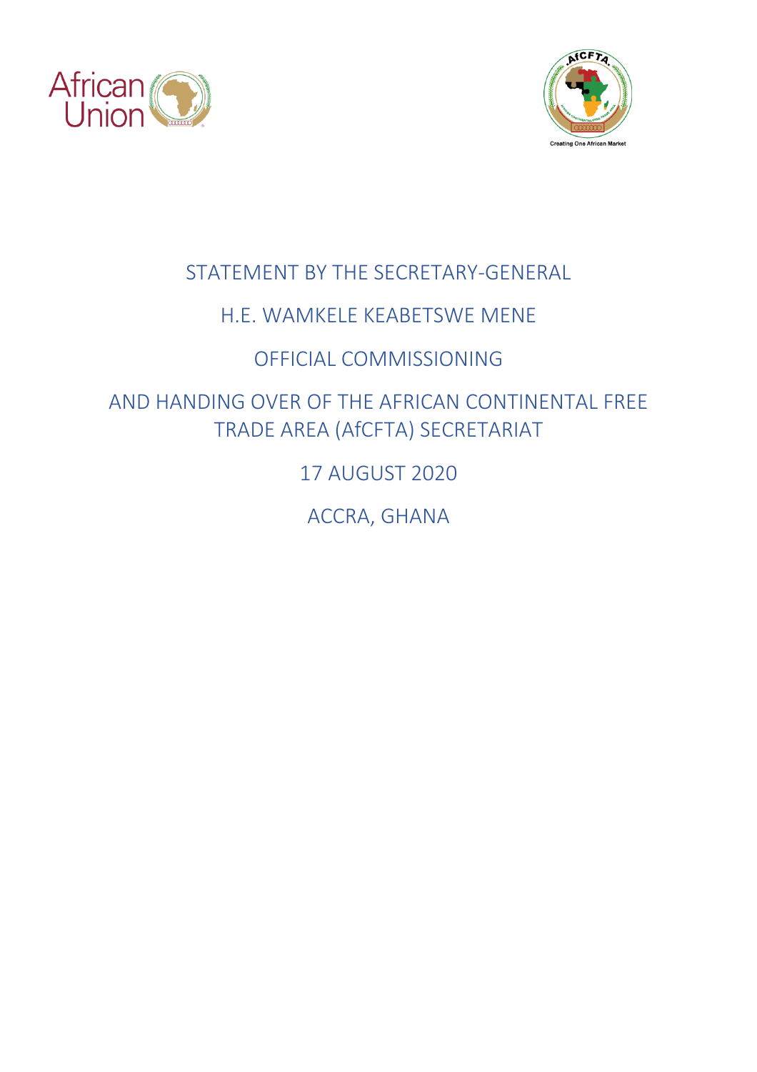# STATEMENT BY THE SECRETARY-GENERAL

## H.E. WAMKELE KEABETSWE MENE

## OFFICIAL COMMISSIONING

## AND HANDING OVER OF THE AFRICAN CONTINENTAL FREE TRADE AREA (AfCFTA) SECRETARIAT

17 AUGUST 2020

ACCRA, GHANA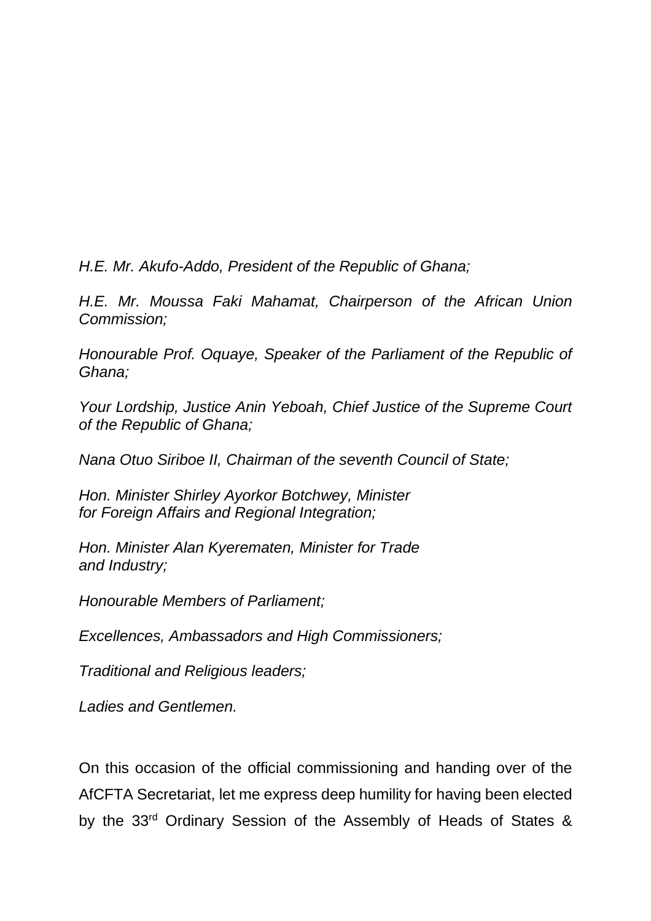*H.E. Mr. Akufo-Addo, President of the Republic of Ghana;*

*H.E. Mr. Moussa Faki Mahamat, Chairperson of the African Union Commission;*

*Honourable Prof. Oquaye, Speaker of the Parliament of the Republic of Ghana;*

*Your Lordship, Justice Anin Yeboah, Chief Justice of the Supreme Court of the Republic of Ghana;*

*Nana Otuo Siriboe II, Chairman of the seventh Council of State;*

*Hon. Minister Shirley Ayorkor Botchwey, Minister for Foreign Affairs and Regional Integration;*

*Hon. Minister Alan Kyerematen, Minister for Trade and Industry;*

*Honourable Members of Parliament;*

*Excellences, Ambassadors and High Commissioners;*

*Traditional and Religious leaders;*

*Ladies and Gentlemen.*

On this occasion of the official commissioning and handing over of the AfCFTA Secretariat, let me express deep humility for having been elected by the 33rd Ordinary Session of the Assembly of Heads of States &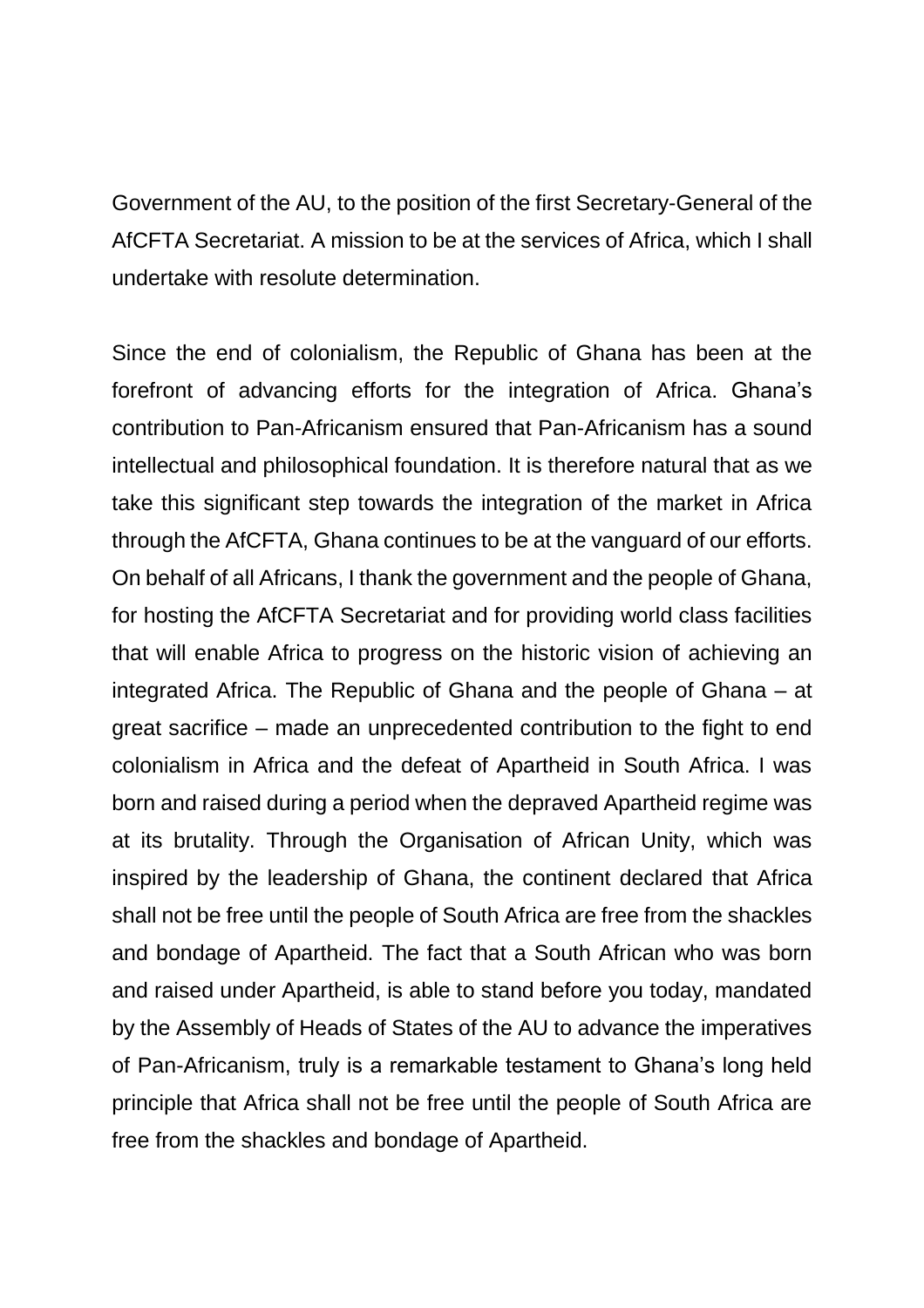Government of the AU, to the position of the first Secretary-General of the AfCFTA Secretariat. A mission to be at the services of Africa, which I shall undertake with resolute determination.

Since the end of colonialism, the Republic of Ghana has been at the forefront of advancing efforts for the integration of Africa. Ghana's contribution to Pan-Africanism ensured that Pan-Africanism has a sound intellectual and philosophical foundation. It is therefore natural that as we take this significant step towards the integration of the market in Africa through the AfCFTA, Ghana continues to be at the vanguard of our efforts. On behalf of all Africans, I thank the government and the people of Ghana, for hosting the AfCFTA Secretariat and for providing world class facilities that will enable Africa to progress on the historic vision of achieving an integrated Africa. The Republic of Ghana and the people of Ghana – at great sacrifice – made an unprecedented contribution to the fight to end colonialism in Africa and the defeat of Apartheid in South Africa. I was born and raised during a period when the depraved Apartheid regime was at its brutality. Through the Organisation of African Unity, which was inspired by the leadership of Ghana, the continent declared that Africa shall not be free until the people of South Africa are free from the shackles and bondage of Apartheid. The fact that a South African who was born and raised under Apartheid, is able to stand before you today, mandated by the Assembly of Heads of States of the AU to advance the imperatives of Pan-Africanism, truly is a remarkable testament to Ghana's long held principle that Africa shall not be free until the people of South Africa are free from the shackles and bondage of Apartheid.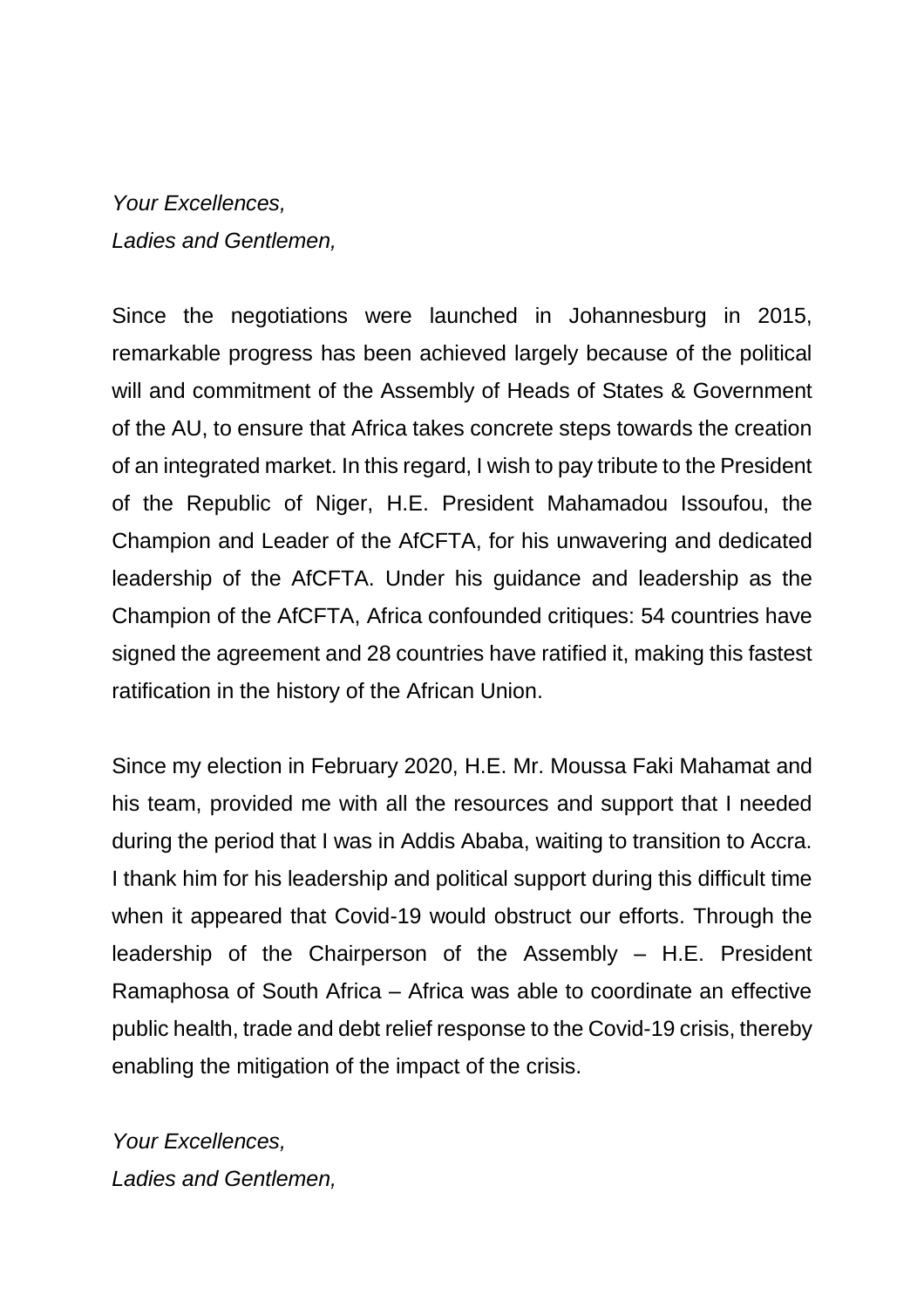*Your Excellences,*
*Ladies and Gentlemen,*

Since the negotiations were launched in Johannesburg in 2015, remarkable progress has been achieved largely because of the political will and commitment of the Assembly of Heads of States & Government of the AU, to ensure that Africa takes concrete steps towards the creation of an integrated market. In this regard, I wish to pay tribute to the President of the Republic of Niger, H.E. President Mahamadou Issoufou, the Champion and Leader of the AfCFTA, for his unwavering and dedicated leadership of the AfCFTA. Under his guidance and leadership as the Champion of the AfCFTA, Africa confounded critiques: 54 countries have signed the agreement and 28 countries have ratified it, making this fastest ratification in the history of the African Union.

Since my election in February 2020, H.E. Mr. Moussa Faki Mahamat and his team, provided me with all the resources and support that I needed during the period that I was in Addis Ababa, waiting to transition to Accra. I thank him for his leadership and political support during this difficult time when it appeared that Covid-19 would obstruct our efforts. Through the leadership of the Chairperson of the Assembly – H.E. President Ramaphosa of South Africa – Africa was able to coordinate an effective public health, trade and debt relief response to the Covid-19 crisis, thereby enabling the mitigation of the impact of the crisis.

*Your Excellences,*
*Ladies and Gentlemen,*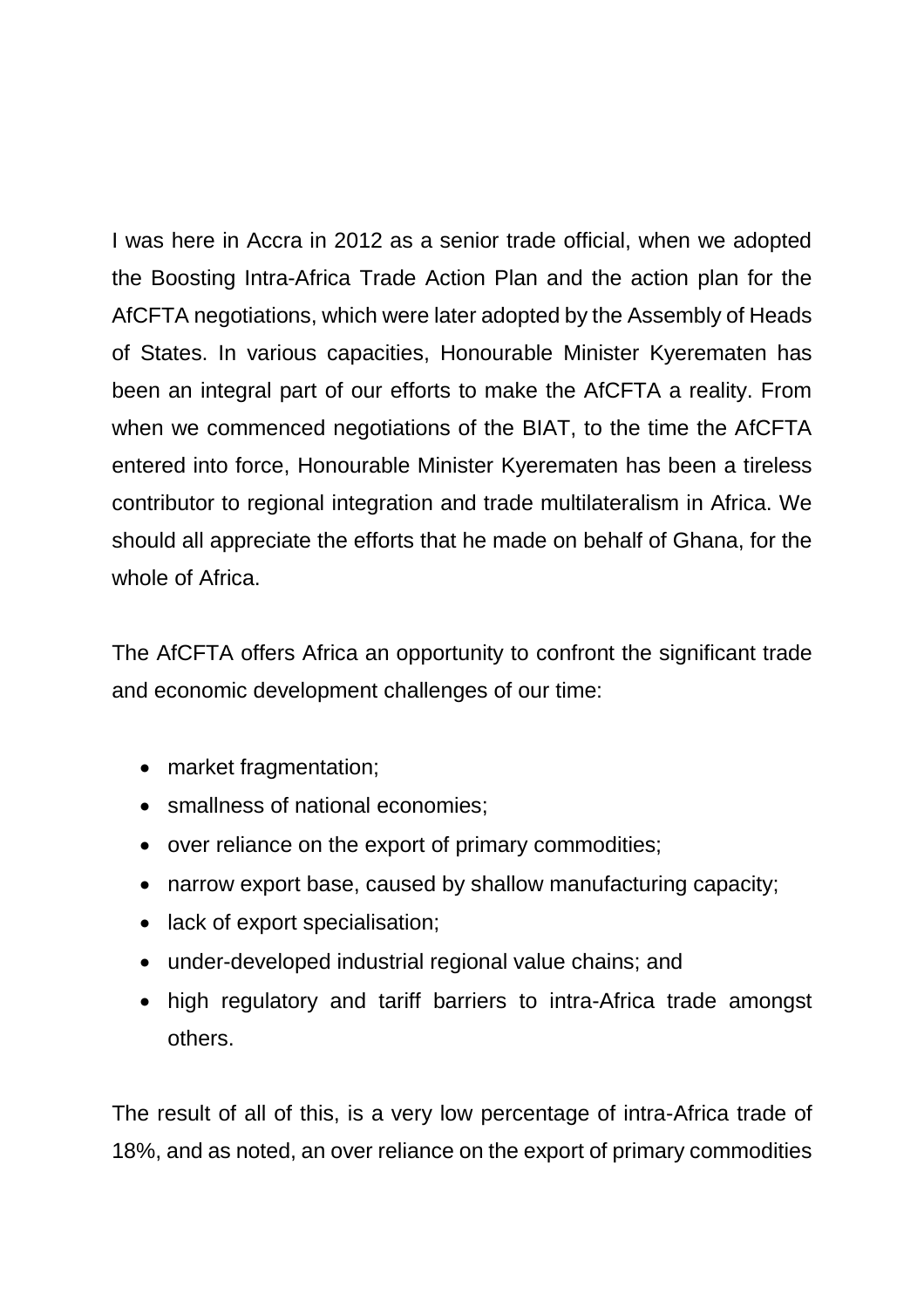I was here in Accra in 2012 as a senior trade official, when we adopted the Boosting Intra-Africa Trade Action Plan and the action plan for the AfCFTA negotiations, which were later adopted by the Assembly of Heads of States. In various capacities, Honourable Minister Kyerematen has been an integral part of our efforts to make the AfCFTA a reality. From when we commenced negotiations of the BIAT, to the time the AfCFTA entered into force, Honourable Minister Kyerematen has been a tireless contributor to regional integration and trade multilateralism in Africa. We should all appreciate the efforts that he made on behalf of Ghana, for the whole of Africa.

The AfCFTA offers Africa an opportunity to confront the significant trade and economic development challenges of our time:

- market fragmentation;
- smallness of national economies;
- over reliance on the export of primary commodities;
- narrow export base, caused by shallow manufacturing capacity;
- lack of export specialisation;
- under-developed industrial regional value chains; and
- high regulatory and tariff barriers to intra-Africa trade amongst others.

The result of all of this, is a very low percentage of intra-Africa trade of 18%, and as noted, an over reliance on the export of primary commodities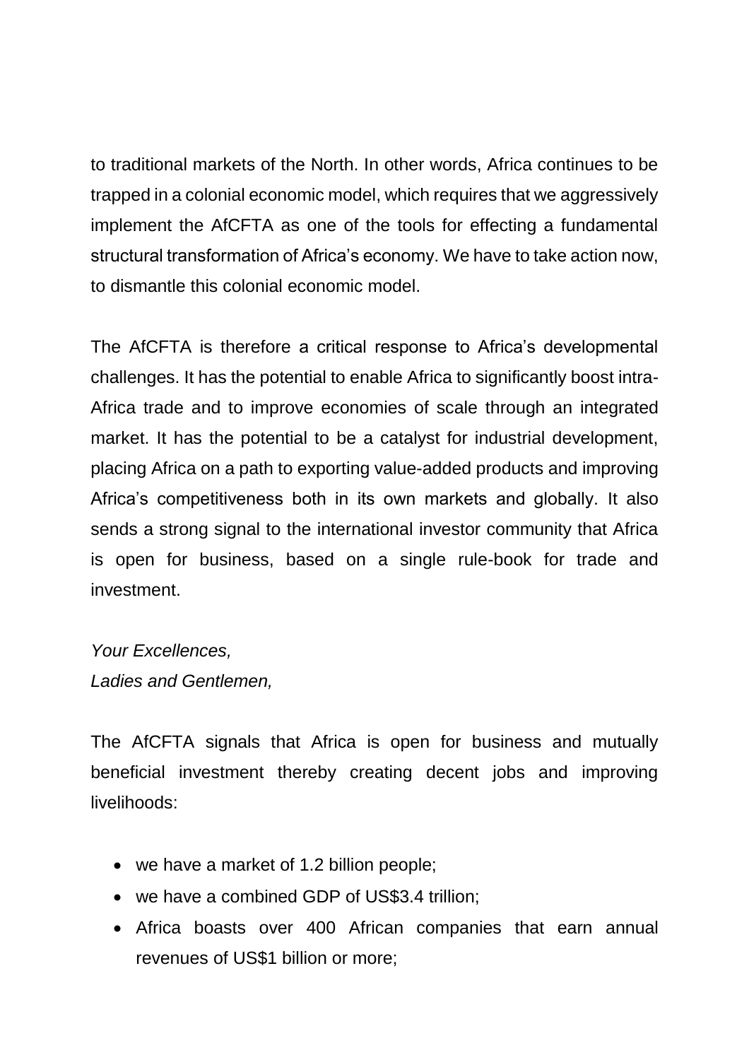to traditional markets of the North. In other words, Africa continues to be trapped in a colonial economic model, which requires that we aggressively implement the AfCFTA as one of the tools for effecting a fundamental structural transformation of Africa's economy. We have to take action now, to dismantle this colonial economic model.

The AfCFTA is therefore a critical response to Africa's developmental challenges. It has the potential to enable Africa to significantly boost intra-Africa trade and to improve economies of scale through an integrated market. It has the potential to be a catalyst for industrial development, placing Africa on a path to exporting value-added products and improving Africa's competitiveness both in its own markets and globally. It also sends a strong signal to the international investor community that Africa is open for business, based on a single rule-book for trade and investment.

*Your Excellences,*
*Ladies and Gentlemen,*

The AfCFTA signals that Africa is open for business and mutually beneficial investment thereby creating decent jobs and improving livelihoods:

- we have a market of 1.2 billion people;
- we have a combined GDP of US$3.4 trillion;
- Africa boasts over 400 African companies that earn annual revenues of US$1 billion or more;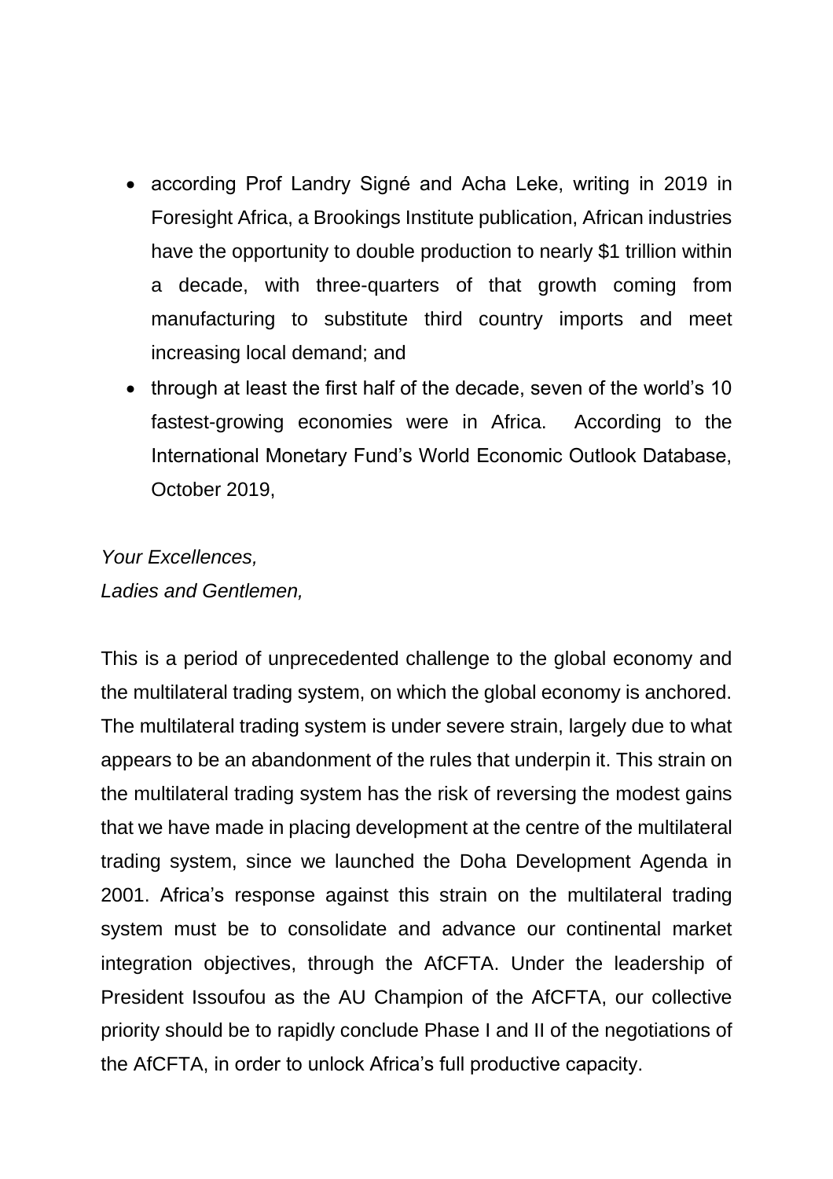- according Prof Landry Signé and Acha Leke, writing in 2019 in Foresight Africa, a Brookings Institute publication, African industries have the opportunity to double production to nearly $1 trillion within a decade, with three-quarters of that growth coming from manufacturing to substitute third country imports and meet increasing local demand; and
- through at least the first half of the decade, seven of the world's 10 fastest-growing economies were in Africa. According to the International Monetary Fund's World Economic Outlook Database, October 2019,

*Your Excellences,*
*Ladies and Gentlemen,*

This is a period of unprecedented challenge to the global economy and the multilateral trading system, on which the global economy is anchored. The multilateral trading system is under severe strain, largely due to what appears to be an abandonment of the rules that underpin it. This strain on the multilateral trading system has the risk of reversing the modest gains that we have made in placing development at the centre of the multilateral trading system, since we launched the Doha Development Agenda in 2001. Africa's response against this strain on the multilateral trading system must be to consolidate and advance our continental market integration objectives, through the AfCFTA. Under the leadership of President Issoufou as the AU Champion of the AfCFTA, our collective priority should be to rapidly conclude Phase I and II of the negotiations of the AfCFTA, in order to unlock Africa's full productive capacity.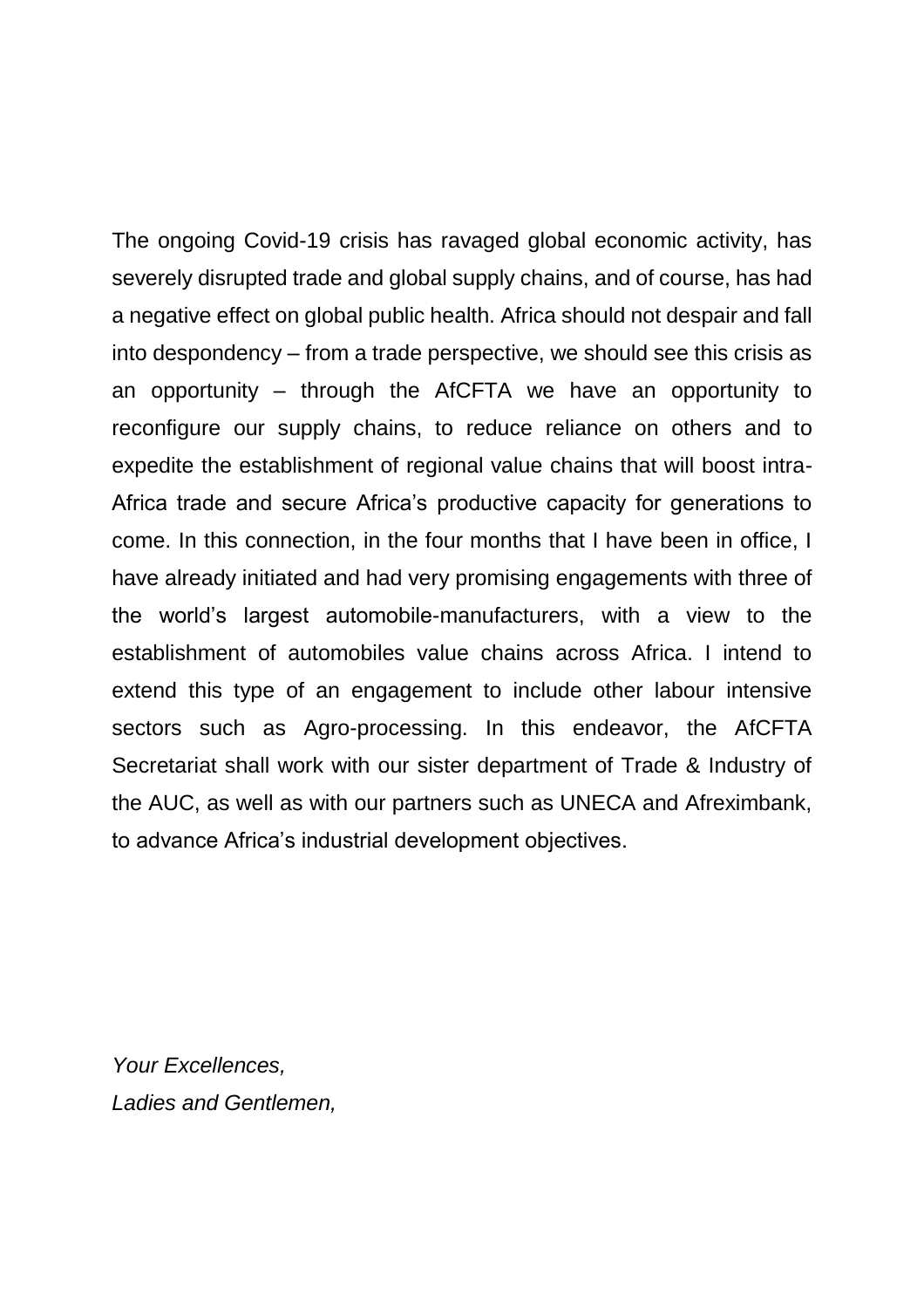The ongoing Covid-19 crisis has ravaged global economic activity, has severely disrupted trade and global supply chains, and of course, has had a negative effect on global public health. Africa should not despair and fall into despondency – from a trade perspective, we should see this crisis as an opportunity – through the AfCFTA we have an opportunity to reconfigure our supply chains, to reduce reliance on others and to expedite the establishment of regional value chains that will boost intra-Africa trade and secure Africa's productive capacity for generations to come. In this connection, in the four months that I have been in office, I have already initiated and had very promising engagements with three of the world's largest automobile-manufacturers, with a view to the establishment of automobiles value chains across Africa. I intend to extend this type of an engagement to include other labour intensive sectors such as Agro-processing. In this endeavor, the AfCFTA Secretariat shall work with our sister department of Trade & Industry of the AUC, as well as with our partners such as UNECA and Afreximbank, to advance Africa's industrial development objectives.

*Your Excellences,*
*Ladies and Gentlemen,*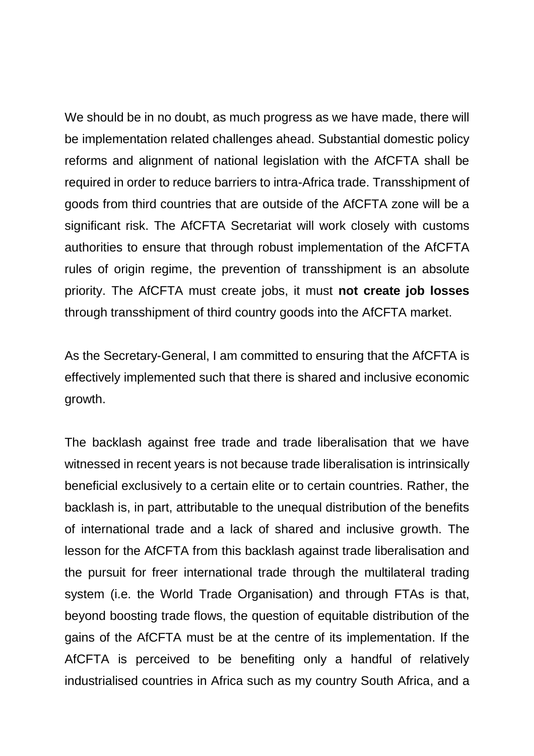We should be in no doubt, as much progress as we have made, there will be implementation related challenges ahead. Substantial domestic policy reforms and alignment of national legislation with the AfCFTA shall be required in order to reduce barriers to intra-Africa trade. Transshipment of goods from third countries that are outside of the AfCFTA zone will be a significant risk. The AfCFTA Secretariat will work closely with customs authorities to ensure that through robust implementation of the AfCFTA rules of origin regime, the prevention of transshipment is an absolute priority. The AfCFTA must create jobs, it must **not create job losses** through transshipment of third country goods into the AfCFTA market.

As the Secretary-General, I am committed to ensuring that the AfCFTA is effectively implemented such that there is shared and inclusive economic growth.

The backlash against free trade and trade liberalisation that we have witnessed in recent years is not because trade liberalisation is intrinsically beneficial exclusively to a certain elite or to certain countries. Rather, the backlash is, in part, attributable to the unequal distribution of the benefits of international trade and a lack of shared and inclusive growth. The lesson for the AfCFTA from this backlash against trade liberalisation and the pursuit for freer international trade through the multilateral trading system (i.e. the World Trade Organisation) and through FTAs is that, beyond boosting trade flows, the question of equitable distribution of the gains of the AfCFTA must be at the centre of its implementation. If the AfCFTA is perceived to be benefiting only a handful of relatively industrialised countries in Africa such as my country South Africa, and a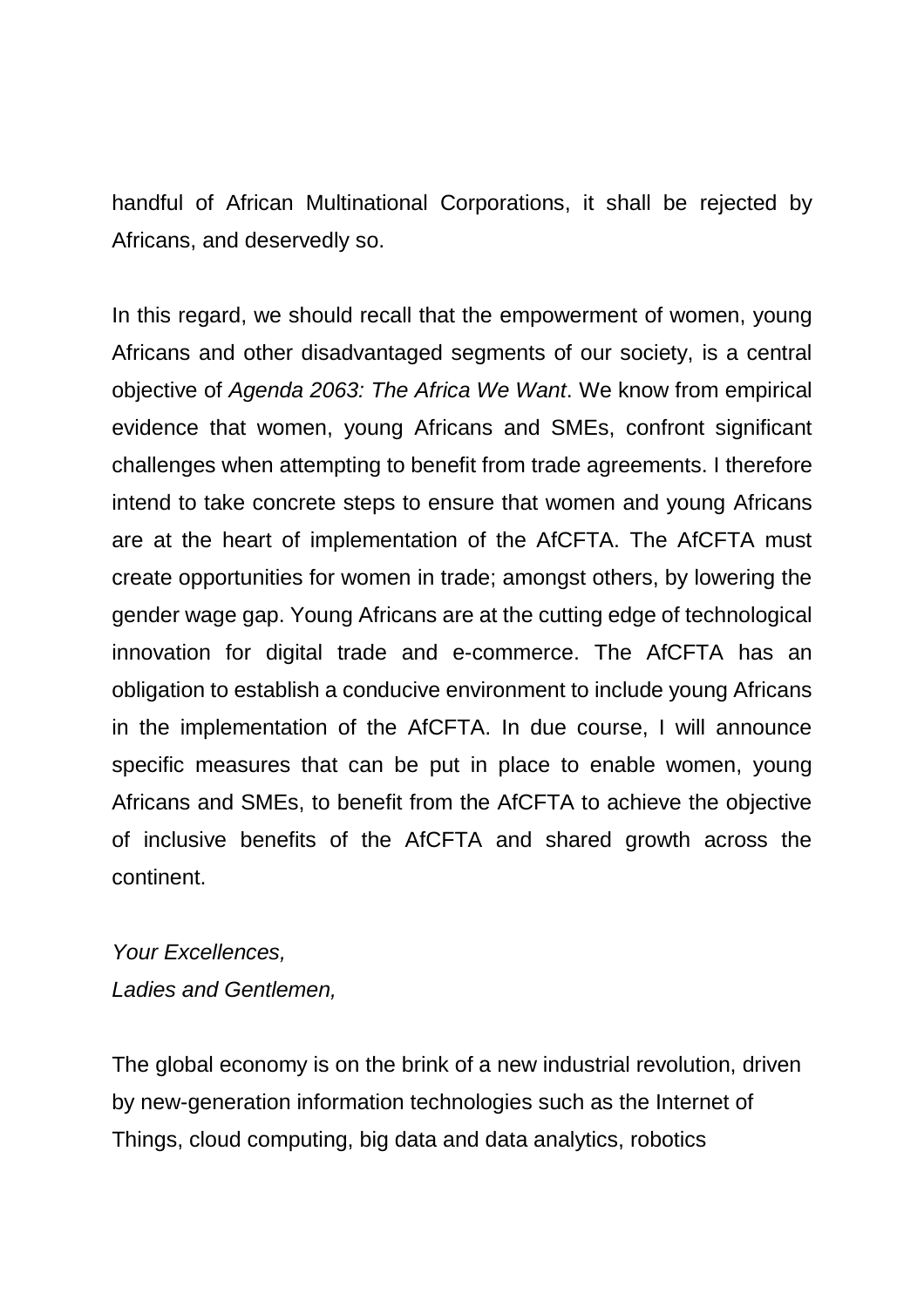handful of African Multinational Corporations, it shall be rejected by Africans, and deservedly so.

In this regard, we should recall that the empowerment of women, young Africans and other disadvantaged segments of our society, is a central objective of *Agenda 2063: The Africa We Want*. We know from empirical evidence that women, young Africans and SMEs, confront significant challenges when attempting to benefit from trade agreements. I therefore intend to take concrete steps to ensure that women and young Africans are at the heart of implementation of the AfCFTA. The AfCFTA must create opportunities for women in trade; amongst others, by lowering the gender wage gap. Young Africans are at the cutting edge of technological innovation for digital trade and e-commerce. The AfCFTA has an obligation to establish a conducive environment to include young Africans in the implementation of the AfCFTA. In due course, I will announce specific measures that can be put in place to enable women, young Africans and SMEs, to benefit from the AfCFTA to achieve the objective of inclusive benefits of the AfCFTA and shared growth across the continent.

*Your Excellences,*
*Ladies and Gentlemen,*

The global economy is on the brink of a new industrial revolution, driven by new-generation information technologies such as the Internet of Things, cloud computing, big data and data analytics, robotics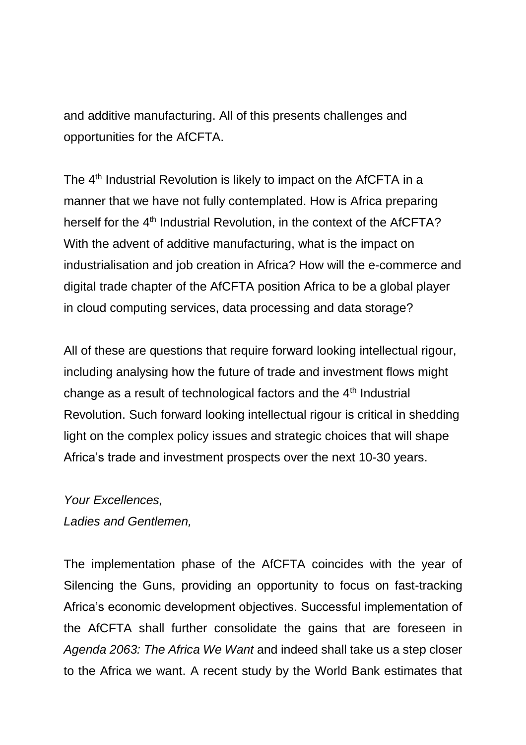and additive manufacturing. All of this presents challenges and opportunities for the AfCFTA.

The 4th Industrial Revolution is likely to impact on the AfCFTA in a manner that we have not fully contemplated. How is Africa preparing herself for the 4th Industrial Revolution, in the context of the AfCFTA? With the advent of additive manufacturing, what is the impact on industrialisation and job creation in Africa? How will the e-commerce and digital trade chapter of the AfCFTA position Africa to be a global player in cloud computing services, data processing and data storage?

All of these are questions that require forward looking intellectual rigour, including analysing how the future of trade and investment flows might change as a result of technological factors and the 4th Industrial Revolution. Such forward looking intellectual rigour is critical in shedding light on the complex policy issues and strategic choices that will shape Africa's trade and investment prospects over the next 10-30 years.

*Your Excellences,*
*Ladies and Gentlemen,*

The implementation phase of the AfCFTA coincides with the year of Silencing the Guns, providing an opportunity to focus on fast-tracking Africa's economic development objectives. Successful implementation of the AfCFTA shall further consolidate the gains that are foreseen in *Agenda 2063: The Africa We Want* and indeed shall take us a step closer to the Africa we want. A recent study by the World Bank estimates that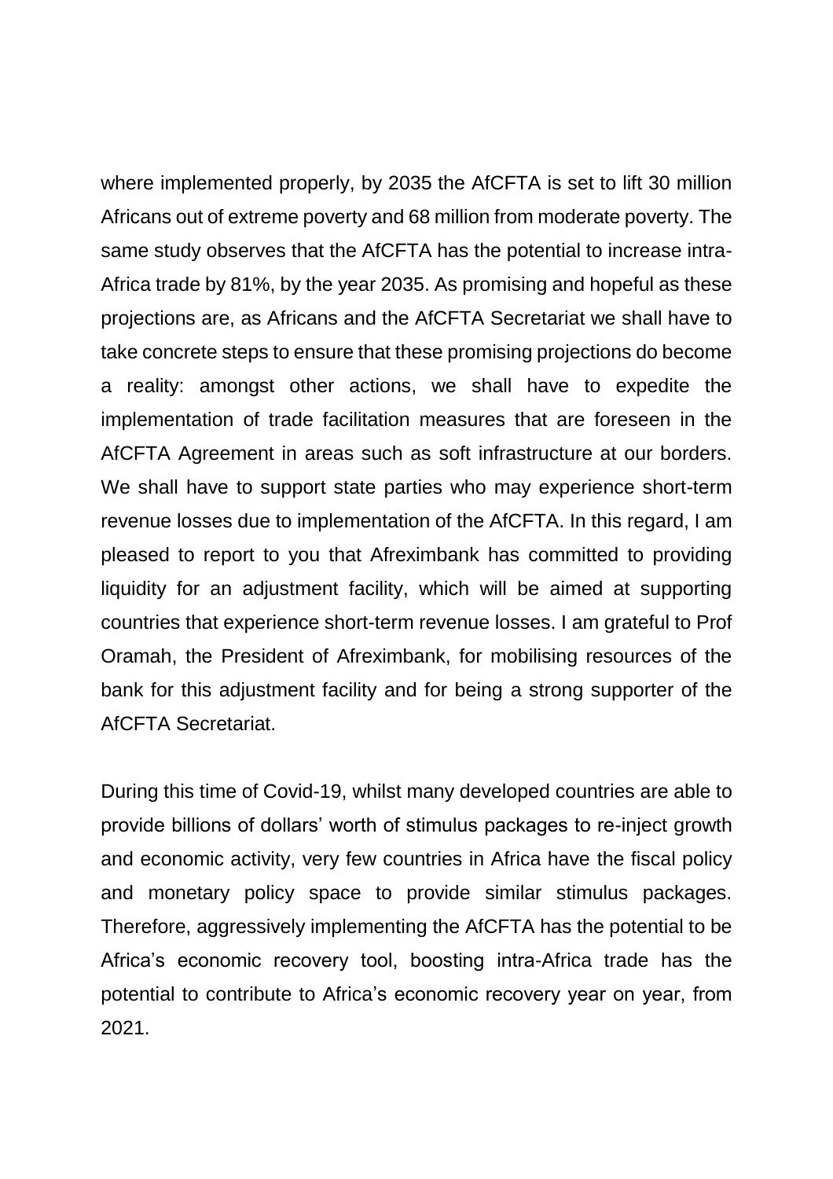where implemented properly, by 2035 the AfCFTA is set to lift 30 million Africans out of extreme poverty and 68 million from moderate poverty. The same study observes that the AfCFTA has the potential to increase intra-Africa trade by 81%, by the year 2035. As promising and hopeful as these projections are, as Africans and the AfCFTA Secretariat we shall have to take concrete steps to ensure that these promising projections do become a reality: amongst other actions, we shall have to expedite the implementation of trade facilitation measures that are foreseen in the AfCFTA Agreement in areas such as soft infrastructure at our borders. We shall have to support state parties who may experience short-term revenue losses due to implementation of the AfCFTA. In this regard, I am pleased to report to you that Afreximbank has committed to providing liquidity for an adjustment facility, which will be aimed at supporting countries that experience short-term revenue losses. I am grateful to Prof Oramah, the President of Afreximbank, for mobilising resources of the bank for this adjustment facility and for being a strong supporter of the AfCFTA Secretariat.

During this time of Covid-19, whilst many developed countries are able to provide billions of dollars' worth of stimulus packages to re-inject growth and economic activity, very few countries in Africa have the fiscal policy and monetary policy space to provide similar stimulus packages. Therefore, aggressively implementing the AfCFTA has the potential to be Africa's economic recovery tool, boosting intra-Africa trade has the potential to contribute to Africa's economic recovery year on year, from 2021.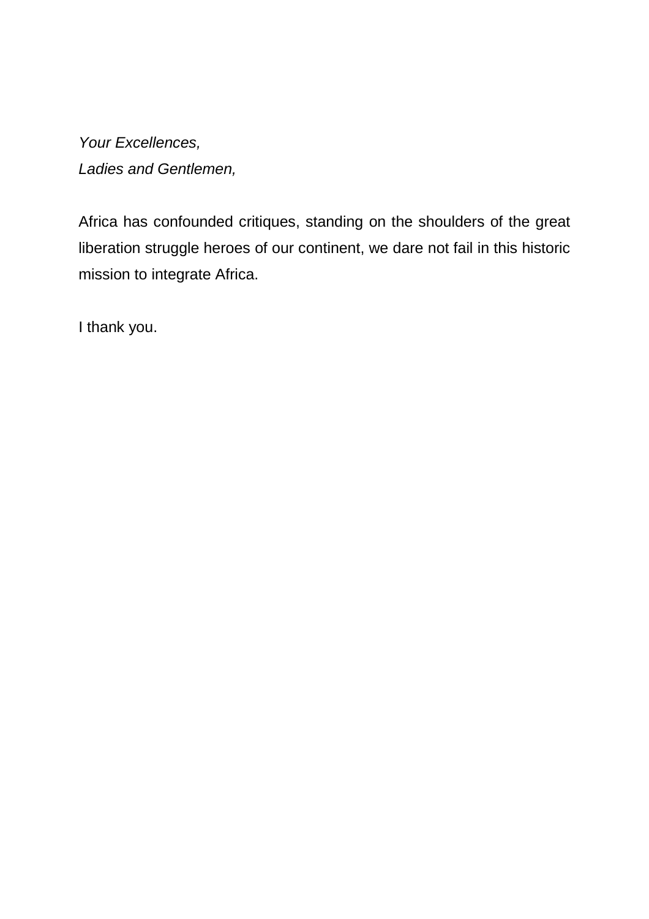*Your Excellences,*
*Ladies and Gentlemen,*

Africa has confounded critiques, standing on the shoulders of the great liberation struggle heroes of our continent, we dare not fail in this historic mission to integrate Africa.

I thank you.